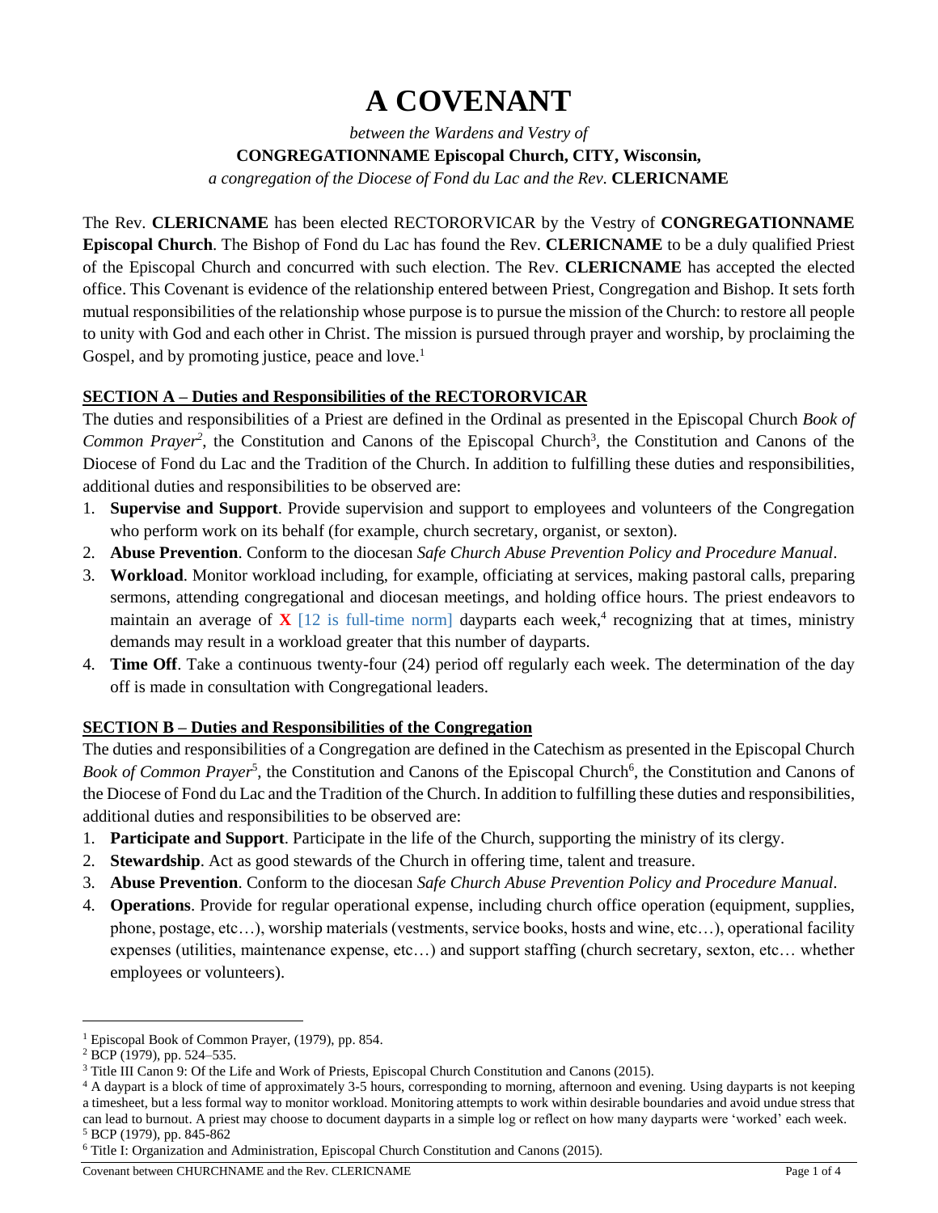# A COVENANT

*between the Wardens and Vestry of*

**CONGREGATIONNAME Episcopal Church, CITY, Wisconsin,**

*a congregation of the Diocese of Fond du Lac and the Rev.* **CLERICNAME**

The Rev. **CLERICNAME** has been elected RECTORORVICAR by the Vestry of **CONGREGATIONNAME Episcopal Church**. The Bishop of Fond du Lac has found the Rev. **CLERICNAME** to be a duly qualified Priest of the Episcopal Church and concurred with such election. The Rev. **CLERICNAME** has accepted the elected office. This Covenant is evidence of the relationship entered between Priest, Congregation and Bishop. It sets forth mutual responsibilities of the relationship whose purpose is to pursue the mission of the Church: to restore all people to unity with God and each other in Christ. The mission is pursued through prayer and worship, by proclaiming the Gospel, and by promoting justice, peace and love.[1]

## SECTION A – Duties and Responsibilities of the RECTORORVICAR

The duties and responsibilities of a Priest are defined in the Ordinal as presented in the Episcopal Church *Book of Common Prayer*[2], the Constitution and Canons of the Episcopal Church[3], the Constitution and Canons of the Diocese of Fond du Lac and the Tradition of the Church. In addition to fulfilling these duties and responsibilities, additional duties and responsibilities to be observed are:

1. **Supervise and Support**. Provide supervision and support to employees and volunteers of the Congregation who perform work on its behalf (for example, church secretary, organist, or sexton).
2. **Abuse Prevention**. Conform to the diocesan *Safe Church Abuse Prevention Policy and Procedure Manual*.
3. **Workload**. Monitor workload including, for example, officiating at services, making pastoral calls, preparing sermons, attending congregational and diocesan meetings, and holding office hours. The priest endeavors to maintain an average of **X** [12 is full-time norm] dayparts each week,[4] recognizing that at times, ministry demands may result in a workload greater that this number of dayparts.
4. **Time Off**. Take a continuous twenty-four (24) period off regularly each week. The determination of the day off is made in consultation with Congregational leaders.

## SECTION B – Duties and Responsibilities of the Congregation

The duties and responsibilities of a Congregation are defined in the Catechism as presented in the Episcopal Church *Book of Common Prayer*[5], the Constitution and Canons of the Episcopal Church[6], the Constitution and Canons of the Diocese of Fond du Lac and the Tradition of the Church. In addition to fulfilling these duties and responsibilities, additional duties and responsibilities to be observed are:

1. **Participate and Support**. Participate in the life of the Church, supporting the ministry of its clergy.
2. **Stewardship**. Act as good stewards of the Church in offering time, talent and treasure.
3. **Abuse Prevention**. Conform to the diocesan *Safe Church Abuse Prevention Policy and Procedure Manual*.
4. **Operations**. Provide for regular operational expense, including church office operation (equipment, supplies, phone, postage, etc…), worship materials (vestments, service books, hosts and wine, etc…), operational facility expenses (utilities, maintenance expense, etc…) and support staffing (church secretary, sexton, etc… whether employees or volunteers).

---

[1] Episcopal Book of Common Prayer, (1979), pp. 854.

[2] BCP (1979), pp. 524–535.

[3] Title III Canon 9: Of the Life and Work of Priests, Episcopal Church Constitution and Canons (2015).

[4] A daypart is a block of time of approximately 3-5 hours, corresponding to morning, afternoon and evening. Using dayparts is not keeping a timesheet, but a less formal way to monitor workload. Monitoring attempts to work within desirable boundaries and avoid undue stress that can lead to burnout. A priest may choose to document dayparts in a simple log or reflect on how many dayparts were 'worked' each week.

[5] BCP (1979), pp. 845-862

[6] Title I: Organization and Administration, Episcopal Church Constitution and Canons (2015).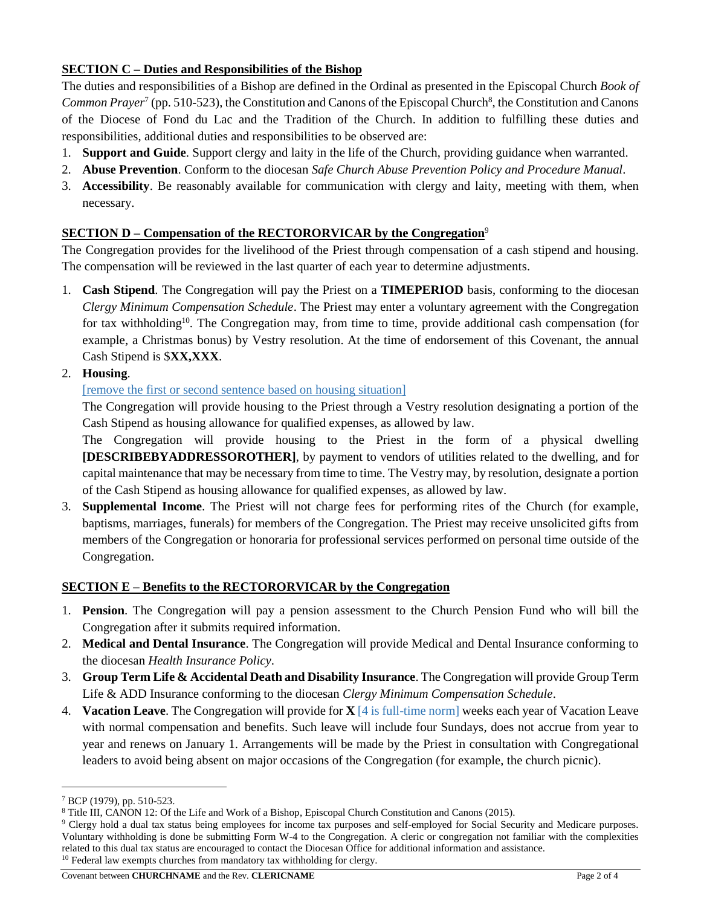## SECTION C – Duties and Responsibilities of the Bishop

The duties and responsibilities of a Bishop are defined in the Ordinal as presented in the Episcopal Church *Book of Common Prayer*[7] (pp. 510-523), the Constitution and Canons of the Episcopal Church[8], the Constitution and Canons of the Diocese of Fond du Lac and the Tradition of the Church. In addition to fulfilling these duties and responsibilities, additional duties and responsibilities to be observed are:

1. **Support and Guide**. Support clergy and laity in the life of the Church, providing guidance when warranted.
2. **Abuse Prevention**. Conform to the diocesan *Safe Church Abuse Prevention Policy and Procedure Manual*.
3. **Accessibility**. Be reasonably available for communication with clergy and laity, meeting with them, when necessary.

## SECTION D – Compensation of the RECTORORVICAR by the Congregation[9]

The Congregation provides for the livelihood of the Priest through compensation of a cash stipend and housing. The compensation will be reviewed in the last quarter of each year to determine adjustments.

1. **Cash Stipend**. The Congregation will pay the Priest on a **TIMEPERIOD** basis, conforming to the diocesan *Clergy Minimum Compensation Schedule*. The Priest may enter a voluntary agreement with the Congregation for tax withholding[10]. The Congregation may, from time to time, provide additional cash compensation (for example, a Christmas bonus) by Vestry resolution. At the time of endorsement of this Covenant, the annual Cash Stipend is $**XX,XXX**.
2. **Housing**.

   [remove the first or second sentence based on housing situation]

   The Congregation will provide housing to the Priest through a Vestry resolution designating a portion of the Cash Stipend as housing allowance for qualified expenses, as allowed by law.

   The Congregation will provide housing to the Priest in the form of a physical dwelling **[DESCRIBEBYADDRESSOROTHER]**, by payment to vendors of utilities related to the dwelling, and for capital maintenance that may be necessary from time to time. The Vestry may, by resolution, designate a portion of the Cash Stipend as housing allowance for qualified expenses, as allowed by law.
3. **Supplemental Income**. The Priest will not charge fees for performing rites of the Church (for example, baptisms, marriages, funerals) for members of the Congregation. The Priest may receive unsolicited gifts from members of the Congregation or honoraria for professional services performed on personal time outside of the Congregation.

## SECTION E – Benefits to the RECTORORVICAR by the Congregation

1. **Pension**. The Congregation will pay a pension assessment to the Church Pension Fund who will bill the Congregation after it submits required information.
2. **Medical and Dental Insurance**. The Congregation will provide Medical and Dental Insurance conforming to the diocesan *Health Insurance Policy*.
3. **Group Term Life & Accidental Death and Disability Insurance**. The Congregation will provide Group Term Life & ADD Insurance conforming to the diocesan *Clergy Minimum Compensation Schedule*.
4. **Vacation Leave**. The Congregation will provide for **X** [4 is full-time norm] weeks each year of Vacation Leave with normal compensation and benefits. Such leave will include four Sundays, does not accrue from year to year and renews on January 1. Arrangements will be made by the Priest in consultation with Congregational leaders to avoid being absent on major occasions of the Congregation (for example, the church picnic).

---

[7] BCP (1979), pp. 510-523.

[8] Title III, CANON 12: Of the Life and Work of a Bishop, Episcopal Church Constitution and Canons (2015).

[9] Clergy hold a dual tax status being employees for income tax purposes and self-employed for Social Security and Medicare purposes. Voluntary withholding is done be submitting Form W-4 to the Congregation. A cleric or congregation not familiar with the complexities related to this dual tax status are encouraged to contact the Diocesan Office for additional information and assistance.

[10] Federal law exempts churches from mandatory tax withholding for clergy.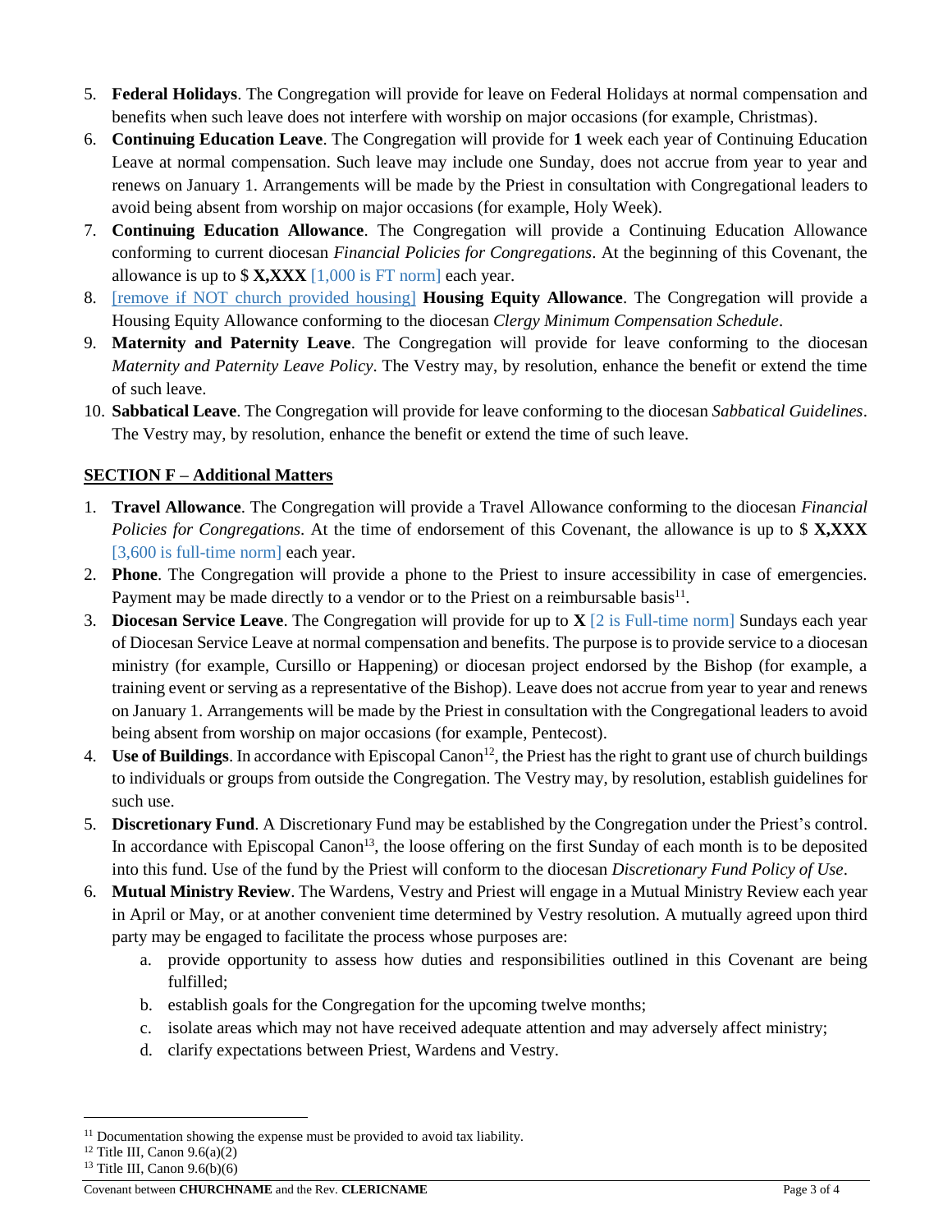5. **Federal Holidays**. The Congregation will provide for leave on Federal Holidays at normal compensation and benefits when such leave does not interfere with worship on major occasions (for example, Christmas).
6. **Continuing Education Leave**. The Congregation will provide for **1** week each year of Continuing Education Leave at normal compensation. Such leave may include one Sunday, does not accrue from year to year and renews on January 1. Arrangements will be made by the Priest in consultation with Congregational leaders to avoid being absent from worship on major occasions (for example, Holy Week).
7. **Continuing Education Allowance**. The Congregation will provide a Continuing Education Allowance conforming to current diocesan *Financial Policies for Congregations*. At the beginning of this Covenant, the allowance is up to $ **X,XXX** [1,000 is FT norm] each year.
8. [remove if NOT church provided housing] **Housing Equity Allowance**. The Congregation will provide a Housing Equity Allowance conforming to the diocesan *Clergy Minimum Compensation Schedule*.
9. **Maternity and Paternity Leave**. The Congregation will provide for leave conforming to the diocesan *Maternity and Paternity Leave Policy*. The Vestry may, by resolution, enhance the benefit or extend the time of such leave.
10. **Sabbatical Leave**. The Congregation will provide for leave conforming to the diocesan *Sabbatical Guidelines*. The Vestry may, by resolution, enhance the benefit or extend the time of such leave.

## SECTION F – Additional Matters

1. **Travel Allowance**. The Congregation will provide a Travel Allowance conforming to the diocesan *Financial Policies for Congregations*. At the time of endorsement of this Covenant, the allowance is up to $ **X,XXX** [3,600 is full-time norm] each year.
2. **Phone**. The Congregation will provide a phone to the Priest to insure accessibility in case of emergencies. Payment may be made directly to a vendor or to the Priest on a reimbursable basis[11].
3. **Diocesan Service Leave**. The Congregation will provide for up to **X** [2 is Full-time norm] Sundays each year of Diocesan Service Leave at normal compensation and benefits. The purpose is to provide service to a diocesan ministry (for example, Cursillo or Happening) or diocesan project endorsed by the Bishop (for example, a training event or serving as a representative of the Bishop). Leave does not accrue from year to year and renews on January 1. Arrangements will be made by the Priest in consultation with the Congregational leaders to avoid being absent from worship on major occasions (for example, Pentecost).
4. **Use of Buildings**. In accordance with Episcopal Canon[12], the Priest has the right to grant use of church buildings to individuals or groups from outside the Congregation. The Vestry may, by resolution, establish guidelines for such use.
5. **Discretionary Fund**. A Discretionary Fund may be established by the Congregation under the Priest's control. In accordance with Episcopal Canon[13], the loose offering on the first Sunday of each month is to be deposited into this fund. Use of the fund by the Priest will conform to the diocesan *Discretionary Fund Policy of Use*.
6. **Mutual Ministry Review**. The Wardens, Vestry and Priest will engage in a Mutual Ministry Review each year in April or May, or at another convenient time determined by Vestry resolution. A mutually agreed upon third party may be engaged to facilitate the process whose purposes are:
   a. provide opportunity to assess how duties and responsibilities outlined in this Covenant are being fulfilled;
   b. establish goals for the Congregation for the upcoming twelve months;
   c. isolate areas which may not have received adequate attention and may adversely affect ministry;
   d. clarify expectations between Priest, Wardens and Vestry.

---

[11] Documentation showing the expense must be provided to avoid tax liability.
[12] Title III, Canon 9.6(a)(2)
[13] Title III, Canon 9.6(b)(6)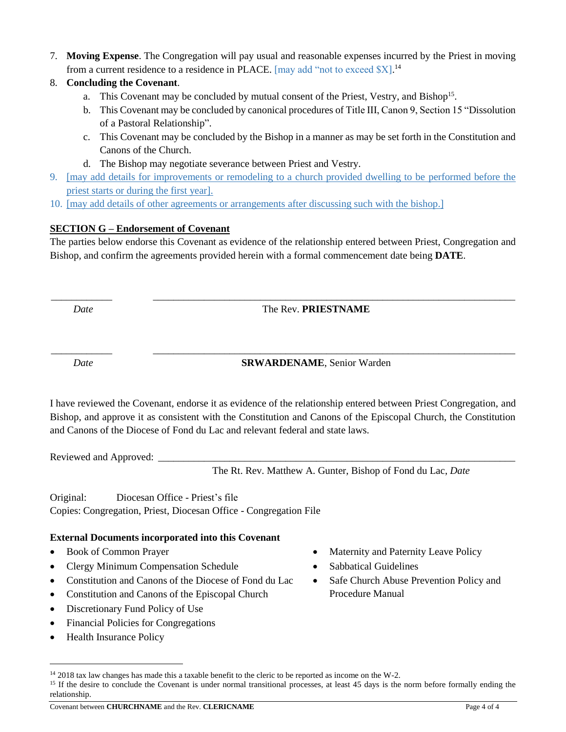7. **Moving Expense**. The Congregation will pay usual and reasonable expenses incurred by the Priest in moving from a current residence to a residence in PLACE. [may add "not to exceed $X].[14]
8. **Concluding the Covenant**.
   a. This Covenant may be concluded by mutual consent of the Priest, Vestry, and Bishop[15].
   b. This Covenant may be concluded by canonical procedures of Title III, Canon 9, Section 15 "Dissolution of a Pastoral Relationship".
   c. This Covenant may be concluded by the Bishop in a manner as may be set forth in the Constitution and Canons of the Church.
   d. The Bishop may negotiate severance between Priest and Vestry.
9. [may add details for improvements or remodeling to a church provided dwelling to be performed before the priest starts or during the first year].
10. [may add details of other agreements or arrangements after discussing such with the bishop.]

**SECTION G – Endorsement of Covenant**

The parties below endorse this Covenant as evidence of the relationship entered between Priest, Congregation and Bishop, and confirm the agreements provided herein with a formal commencement date being **DATE**.

\_\_\_\_\_\_\_\_\_\_\_\_ \_\_\_\_\_\_\_\_\_\_\_\_\_\_\_\_\_\_\_\_\_\_\_\_\_\_\_\_\_\_\_\_\_\_\_\_\_\_\_\_\_\_\_\_\_\_\_\_\_\_\_\_\_\_\_\_\_\_\_\_\_\_

*Date* The Rev. **PRIESTNAME**

\_\_\_\_\_\_\_\_\_\_\_\_ \_\_\_\_\_\_\_\_\_\_\_\_\_\_\_\_\_\_\_\_\_\_\_\_\_\_\_\_\_\_\_\_\_\_\_\_\_\_\_\_\_\_\_\_\_\_\_\_\_\_\_\_\_\_\_\_\_\_\_\_\_\_

*Date* **SRWARDENAME**, Senior Warden

I have reviewed the Covenant, endorse it as evidence of the relationship entered between Priest Congregation, and Bishop, and approve it as consistent with the Constitution and Canons of the Episcopal Church, the Constitution and Canons of the Diocese of Fond du Lac and relevant federal and state laws.

Reviewed and Approved: \_\_\_\_\_\_\_\_\_\_\_\_\_\_\_\_\_\_\_\_\_\_\_\_\_\_\_\_\_\_\_\_\_\_\_\_\_\_\_\_\_\_\_\_\_\_\_\_\_\_\_\_\_\_\_\_

The Rt. Rev. Matthew A. Gunter, Bishop of Fond du Lac, *Date*

Original: Diocesan Office - Priest's file
Copies: Congregation, Priest, Diocesan Office - Congregation File

**External Documents incorporated into this Covenant**

- Book of Common Prayer
- Clergy Minimum Compensation Schedule
- Constitution and Canons of the Diocese of Fond du Lac
- Constitution and Canons of the Episcopal Church
- Discretionary Fund Policy of Use
- Financial Policies for Congregations
- Health Insurance Policy
- Maternity and Paternity Leave Policy
- Sabbatical Guidelines
- Safe Church Abuse Prevention Policy and Procedure Manual

[14] 2018 tax law changes has made this a taxable benefit to the cleric to be reported as income on the W-2.

[15] If the desire to conclude the Covenant is under normal transitional processes, at least 45 days is the norm before formally ending the relationship.